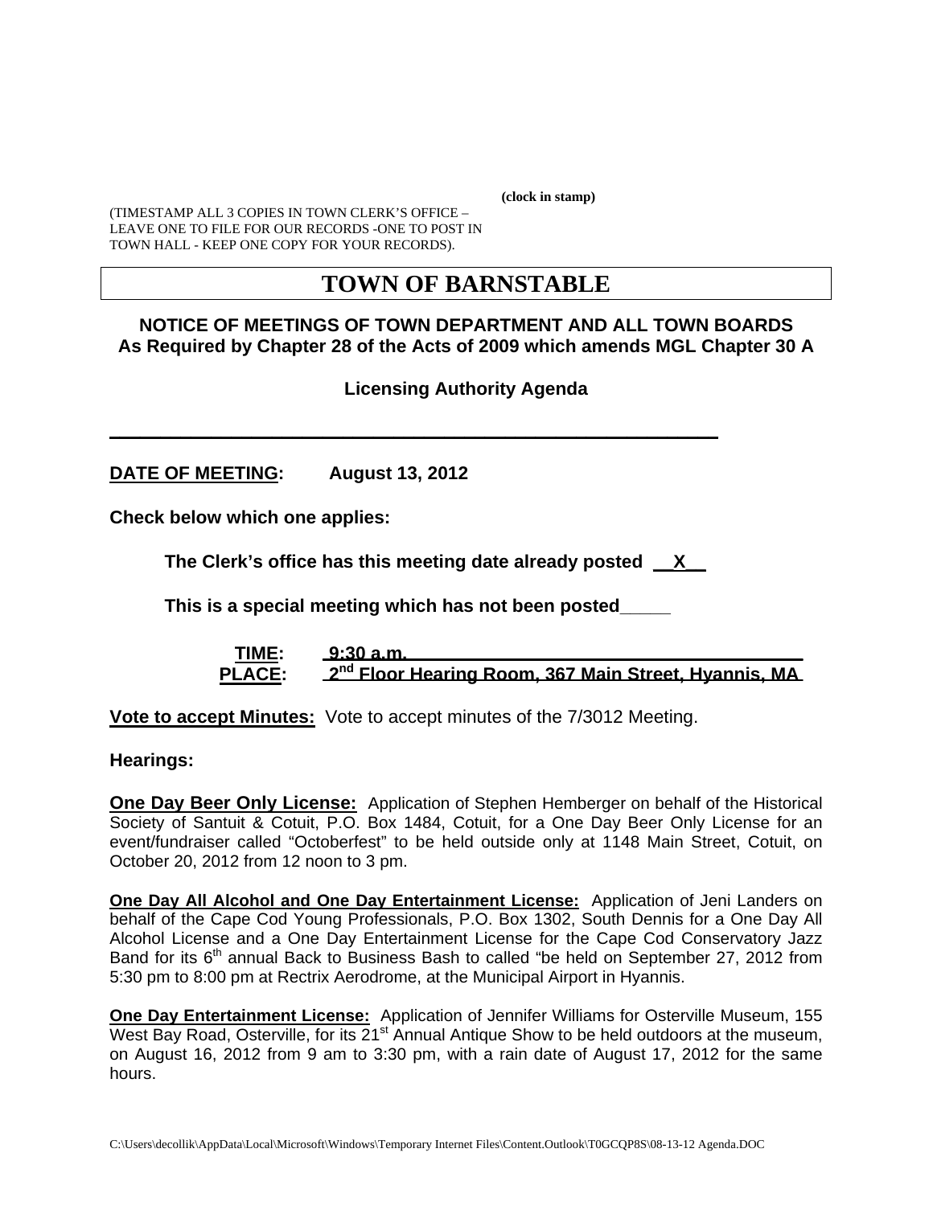(clock in stamp)

(TIMESTAMP ALL 3 COPIES IN TOWN CLERK'S OFFICE – LEAVE ONE TO FILE FOR OUR RECORDS -ONE TO POST IN TOWN HALL - KEEP ONE COPY FOR YOUR RECORDS).

# TOWN OF BARNSTABLE

## NOTICE OF MEETINGS OF TOWN DEPARTMENT AND ALL TOWN BOARDS
## As Required by Chapter 28 of the Acts of 2009 which amends MGL Chapter 30 A

### Licensing Authority Agenda

---

**DATE OF MEETING: August 13, 2012**

**Check below which one applies:**

**The Clerk's office has this meeting date already posted __X__**

**This is a special meeting which has not been posted_____**

**TIME: 9:30 a.m.**
**PLACE: 2nd Floor Hearing Room, 367 Main Street, Hyannis, MA**

**Vote to accept Minutes:** Vote to accept minutes of the 7/3012 Meeting.

**Hearings:**

**One Day Beer Only License:** Application of Stephen Hemberger on behalf of the Historical Society of Santuit & Cotuit, P.O. Box 1484, Cotuit, for a One Day Beer Only License for an event/fundraiser called "Octoberfest" to be held outside only at 1148 Main Street, Cotuit, on October 20, 2012 from 12 noon to 3 pm.

**One Day All Alcohol and One Day Entertainment License:** Application of Jeni Landers on behalf of the Cape Cod Young Professionals, P.O. Box 1302, South Dennis for a One Day All Alcohol License and a One Day Entertainment License for the Cape Cod Conservatory Jazz Band for its 6th annual Back to Business Bash to called "be held on September 27, 2012 from 5:30 pm to 8:00 pm at Rectrix Aerodrome, at the Municipal Airport in Hyannis.

**One Day Entertainment License:** Application of Jennifer Williams for Osterville Museum, 155 West Bay Road, Osterville, for its 21st Annual Antique Show to be held outdoors at the museum, on August 16, 2012 from 9 am to 3:30 pm, with a rain date of August 17, 2012 for the same hours.

C:\Users\decollik\AppData\Local\Microsoft\Windows\Temporary Internet Files\Content.Outlook\T0GCQP8S\08-13-12 Agenda.DOC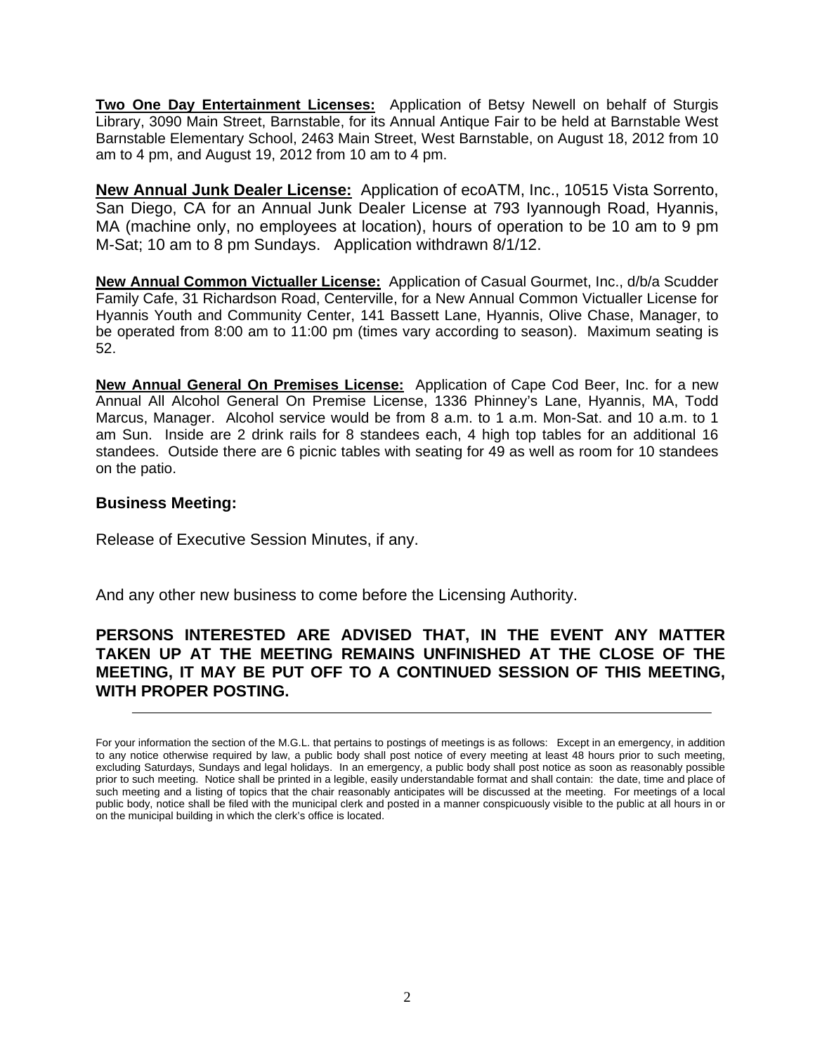**<u>Two One Day Entertainment Licenses:</u>** Application of Betsy Newell on behalf of Sturgis Library, 3090 Main Street, Barnstable, for its Annual Antique Fair to be held at Barnstable West Barnstable Elementary School, 2463 Main Street, West Barnstable, on August 18, 2012 from 10 am to 4 pm, and August 19, 2012 from 10 am to 4 pm.

**<u>New Annual Junk Dealer License:</u>** Application of ecoATM, Inc., 10515 Vista Sorrento, San Diego, CA for an Annual Junk Dealer License at 793 Iyannough Road, Hyannis, MA (machine only, no employees at location), hours of operation to be 10 am to 9 pm M-Sat; 10 am to 8 pm Sundays. Application withdrawn 8/1/12.

**<u>New Annual Common Victualler License:</u>** Application of Casual Gourmet, Inc., d/b/a Scudder Family Cafe, 31 Richardson Road, Centerville, for a New Annual Common Victualler License for Hyannis Youth and Community Center, 141 Bassett Lane, Hyannis, Olive Chase, Manager, to be operated from 8:00 am to 11:00 pm (times vary according to season). Maximum seating is 52.

**<u>New Annual General On Premises License:</u>** Application of Cape Cod Beer, Inc. for a new Annual All Alcohol General On Premise License, 1336 Phinney's Lane, Hyannis, MA, Todd Marcus, Manager. Alcohol service would be from 8 a.m. to 1 a.m. Mon-Sat. and 10 a.m. to 1 am Sun. Inside are 2 drink rails for 8 standees each, 4 high top tables for an additional 16 standees. Outside there are 6 picnic tables with seating for 49 as well as room for 10 standees on the patio.

### Business Meeting:

Release of Executive Session Minutes, if any.

And any other new business to come before the Licensing Authority.

**PERSONS INTERESTED ARE ADVISED THAT, IN THE EVENT ANY MATTER TAKEN UP AT THE MEETING REMAINS UNFINISHED AT THE CLOSE OF THE MEETING, IT MAY BE PUT OFF TO A CONTINUED SESSION OF THIS MEETING, WITH PROPER POSTING.**

---

For your information the section of the M.G.L. that pertains to postings of meetings is as follows: Except in an emergency, in addition to any notice otherwise required by law, a public body shall post notice of every meeting at least 48 hours prior to such meeting, excluding Saturdays, Sundays and legal holidays. In an emergency, a public body shall post notice as soon as reasonably possible prior to such meeting. Notice shall be printed in a legible, easily understandable format and shall contain: the date, time and place of such meeting and a listing of topics that the chair reasonably anticipates will be discussed at the meeting. For meetings of a local public body, notice shall be filed with the municipal clerk and posted in a manner conspicuously visible to the public at all hours in or on the municipal building in which the clerk's office is located.